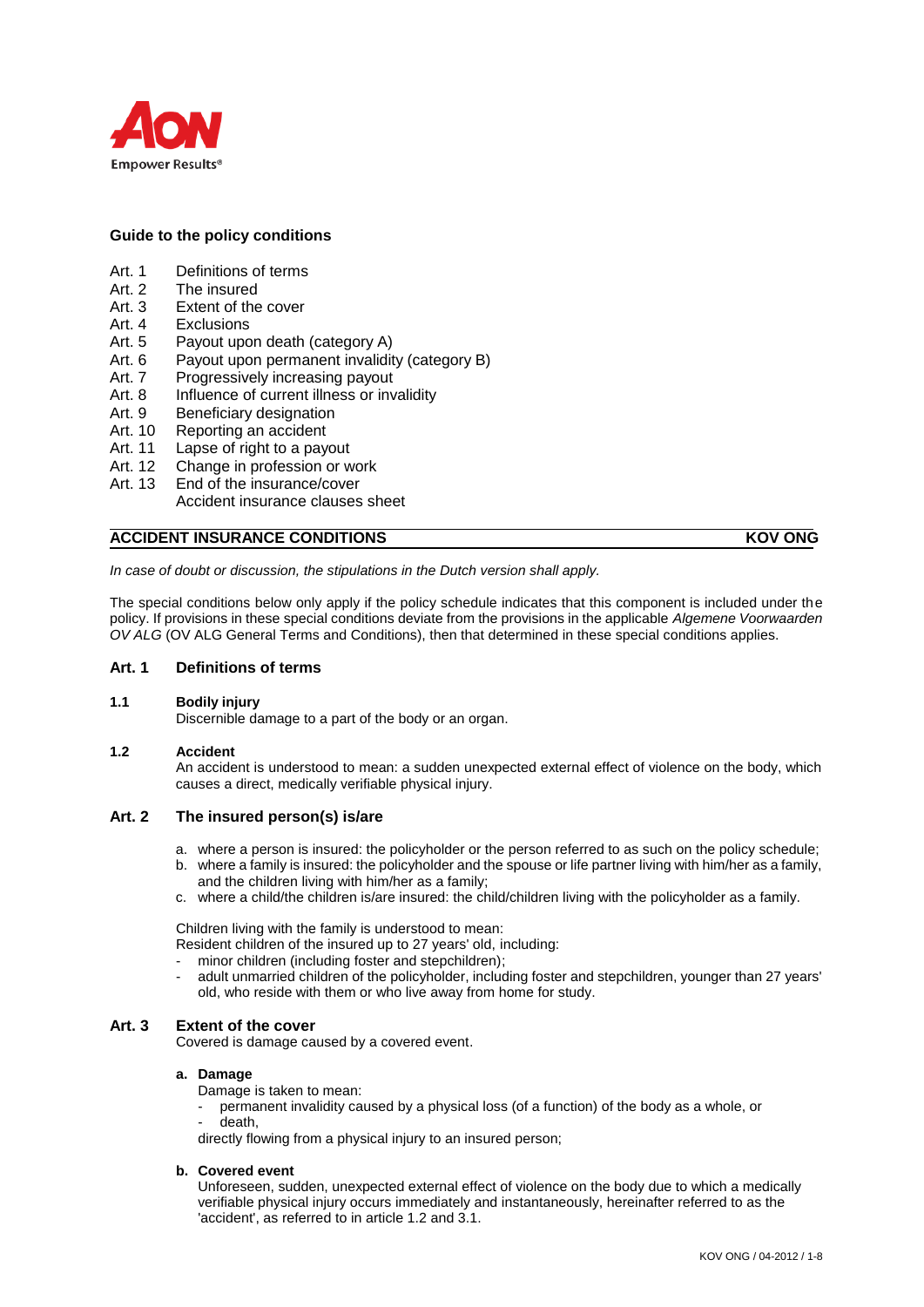**Guide to the policy conditions**

- Art. 1 Definitions of terms
- Art. 2 The insured
- Art. 3 Extent of the cover
- Art. 4 Exclusions
- Art. 5 Payout upon death (category A)
- Art. 6 Payout upon permanent invalidity (category B)
- Art. 7 Progressively increasing payout
- Art. 8 Influence of current illness or invalidity
- Art. 9 Beneficiary designation
- Art. 10 Reporting an accident
- Art. 11 Lapse of right to a payout
- Art. 12 Change in profession or work
- Art. 13 End of the insurance/cover
  Accident insurance clauses sheet

## ACCIDENT INSURANCE CONDITIONS — KOV ONG

*In case of doubt or discussion, the stipulations in the Dutch version shall apply.*

The special conditions below only apply if the policy schedule indicates that this component is included under the policy. If provisions in these special conditions deviate from the provisions in the applicable *Algemene Voorwaarden OV ALG* (OV ALG General Terms and Conditions), then that determined in these special conditions applies.

### Art. 1 Definitions of terms

**1.1 Bodily injury**
Discernible damage to a part of the body or an organ.

**1.2 Accident**
An accident is understood to mean: a sudden unexpected external effect of violence on the body, which causes a direct, medically verifiable physical injury.

### Art. 2 The insured person(s) is/are

a. where a person is insured: the policyholder or the person referred to as such on the policy schedule;
b. where a family is insured: the policyholder and the spouse or life partner living with him/her as a family, and the children living with him/her as a family;
c. where a child/the children is/are insured: the child/children living with the policyholder as a family.

Children living with the family is understood to mean:
Resident children of the insured up to 27 years' old, including:

- minor children (including foster and stepchildren);
- adult unmarried children of the policyholder, including foster and stepchildren, younger than 27 years' old, who reside with them or who live away from home for study.

### Art. 3 Extent of the cover

Covered is damage caused by a covered event.

**a. Damage**

Damage is taken to mean:

- permanent invalidity caused by a physical loss (of a function) of the body as a whole, or
- death,

directly flowing from a physical injury to an insured person;

**b. Covered event**

Unforeseen, sudden, unexpected external effect of violence on the body due to which a medically verifiable physical injury occurs immediately and instantaneously, hereinafter referred to as the 'accident', as referred to in article 1.2 and 3.1.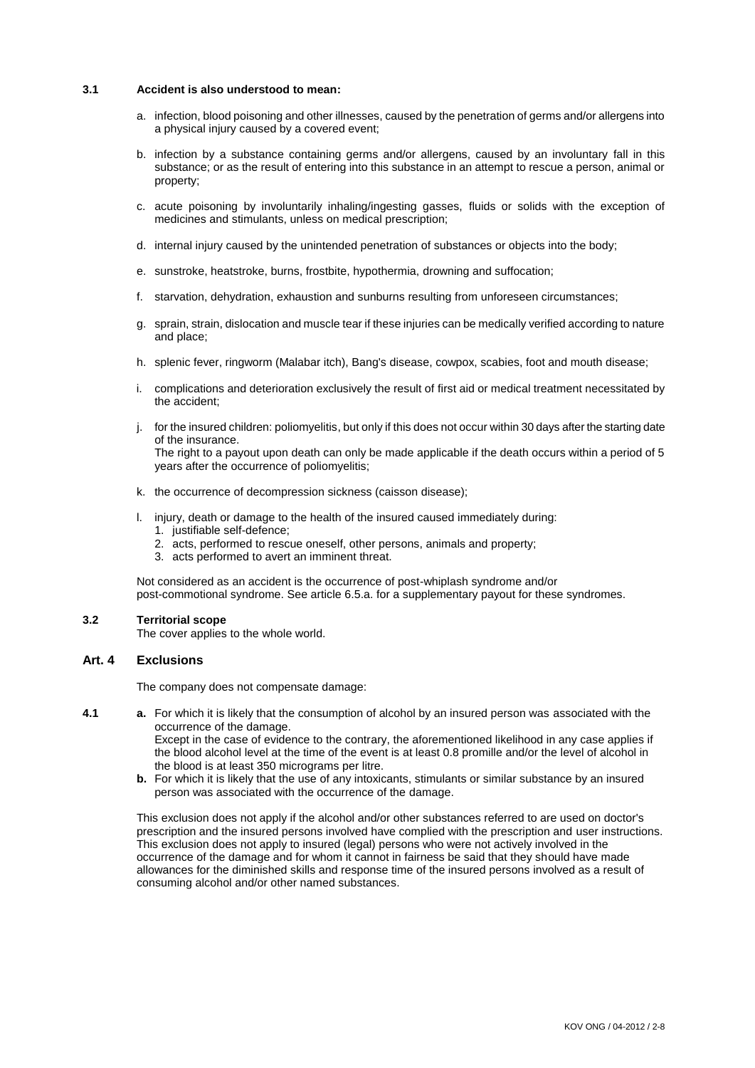### 3.1 Accident is also understood to mean:

a. infection, blood poisoning and other illnesses, caused by the penetration of germs and/or allergens into a physical injury caused by a covered event;

b. infection by a substance containing germs and/or allergens, caused by an involuntary fall in this substance; or as the result of entering into this substance in an attempt to rescue a person, animal or property;

c. acute poisoning by involuntarily inhaling/ingesting gasses, fluids or solids with the exception of medicines and stimulants, unless on medical prescription;

d. internal injury caused by the unintended penetration of substances or objects into the body;

e. sunstroke, heatstroke, burns, frostbite, hypothermia, drowning and suffocation;

f. starvation, dehydration, exhaustion and sunburns resulting from unforeseen circumstances;

g. sprain, strain, dislocation and muscle tear if these injuries can be medically verified according to nature and place;

h. splenic fever, ringworm (Malabar itch), Bang's disease, cowpox, scabies, foot and mouth disease;

i. complications and deterioration exclusively the result of first aid or medical treatment necessitated by the accident;

j. for the insured children: poliomyelitis, but only if this does not occur within 30 days after the starting date of the insurance.
The right to a payout upon death can only be made applicable if the death occurs within a period of 5 years after the occurrence of poliomyelitis;

k. the occurrence of decompression sickness (caisson disease);

l. injury, death or damage to the health of the insured caused immediately during:
   1. justifiable self-defence;
   2. acts, performed to rescue oneself, other persons, animals and property;
   3. acts performed to avert an imminent threat.

Not considered as an accident is the occurrence of post-whiplash syndrome and/or post-commotional syndrome. See article 6.5.a. for a supplementary payout for these syndromes.

### 3.2 Territorial scope

The cover applies to the whole world.

## Art. 4 Exclusions

The company does not compensate damage:

**4.1**

**a.** For which it is likely that the consumption of alcohol by an insured person was associated with the occurrence of the damage.
Except in the case of evidence to the contrary, the aforementioned likelihood in any case applies if the blood alcohol level at the time of the event is at least 0.8 promille and/or the level of alcohol in the blood is at least 350 micrograms per litre.

**b.** For which it is likely that the use of any intoxicants, stimulants or similar substance by an insured person was associated with the occurrence of the damage.

This exclusion does not apply if the alcohol and/or other substances referred to are used on doctor's prescription and the insured persons involved have complied with the prescription and user instructions. This exclusion does not apply to insured (legal) persons who were not actively involved in the occurrence of the damage and for whom it cannot in fairness be said that they should have made allowances for the diminished skills and response time of the insured persons involved as a result of consuming alcohol and/or other named substances.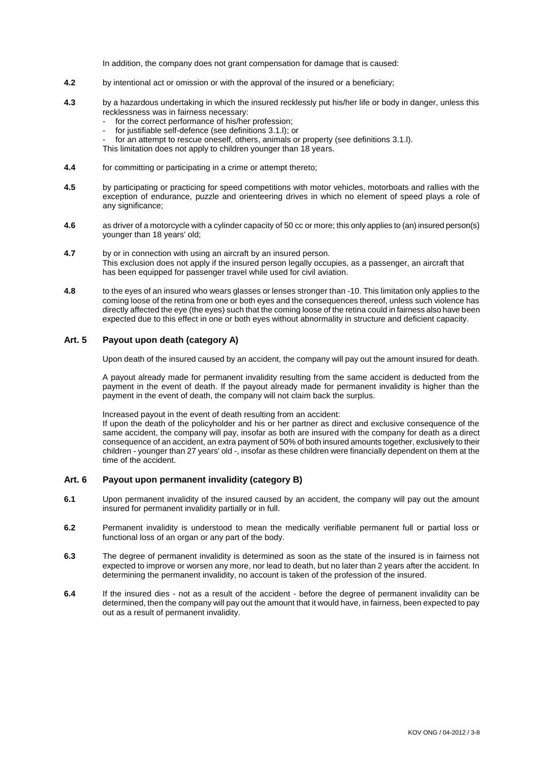In addition, the company does not grant compensation for damage that is caused:

**4.2** by intentional act or omission or with the approval of the insured or a beneficiary;

**4.3** by a hazardous undertaking in which the insured recklessly put his/her life or body in danger, unless this recklessness was in fairness necessary:
- for the correct performance of his/her profession;
- for justifiable self-defence (see definitions 3.1.l); or
- for an attempt to rescue oneself, others, animals or property (see definitions 3.1.l).

This limitation does not apply to children younger than 18 years.

**4.4** for committing or participating in a crime or attempt thereto;

**4.5** by participating or practicing for speed competitions with motor vehicles, motorboats and rallies with the exception of endurance, puzzle and orienteering drives in which no element of speed plays a role of any significance;

**4.6** as driver of a motorcycle with a cylinder capacity of 50 cc or more; this only applies to (an) insured person(s) younger than 18 years' old;

**4.7** by or in connection with using an aircraft by an insured person.
This exclusion does not apply if the insured person legally occupies, as a passenger, an aircraft that has been equipped for passenger travel while used for civil aviation.

**4.8** to the eyes of an insured who wears glasses or lenses stronger than -10. This limitation only applies to the coming loose of the retina from one or both eyes and the consequences thereof, unless such violence has directly affected the eye (the eyes) such that the coming loose of the retina could in fairness also have been expected due to this effect in one or both eyes without abnormality in structure and deficient capacity.

## Art. 5 Payout upon death (category A)

Upon death of the insured caused by an accident, the company will pay out the amount insured for death.

A payout already made for permanent invalidity resulting from the same accident is deducted from the payment in the event of death. If the payout already made for permanent invalidity is higher than the payment in the event of death, the company will not claim back the surplus.

Increased payout in the event of death resulting from an accident:
If upon the death of the policyholder and his or her partner as direct and exclusive consequence of the same accident, the company will pay, insofar as both are insured with the company for death as a direct consequence of an accident, an extra payment of 50% of both insured amounts together, exclusively to their children - younger than 27 years' old -, insofar as these children were financially dependent on them at the time of the accident.

## Art. 6 Payout upon permanent invalidity (category B)

**6.1** Upon permanent invalidity of the insured caused by an accident, the company will pay out the amount insured for permanent invalidity partially or in full.

**6.2** Permanent invalidity is understood to mean the medically verifiable permanent full or partial loss or functional loss of an organ or any part of the body.

**6.3** The degree of permanent invalidity is determined as soon as the state of the insured is in fairness not expected to improve or worsen any more, nor lead to death, but no later than 2 years after the accident. In determining the permanent invalidity, no account is taken of the profession of the insured.

**6.4** If the insured dies - not as a result of the accident - before the degree of permanent invalidity can be determined, then the company will pay out the amount that it would have, in fairness, been expected to pay out as a result of permanent invalidity.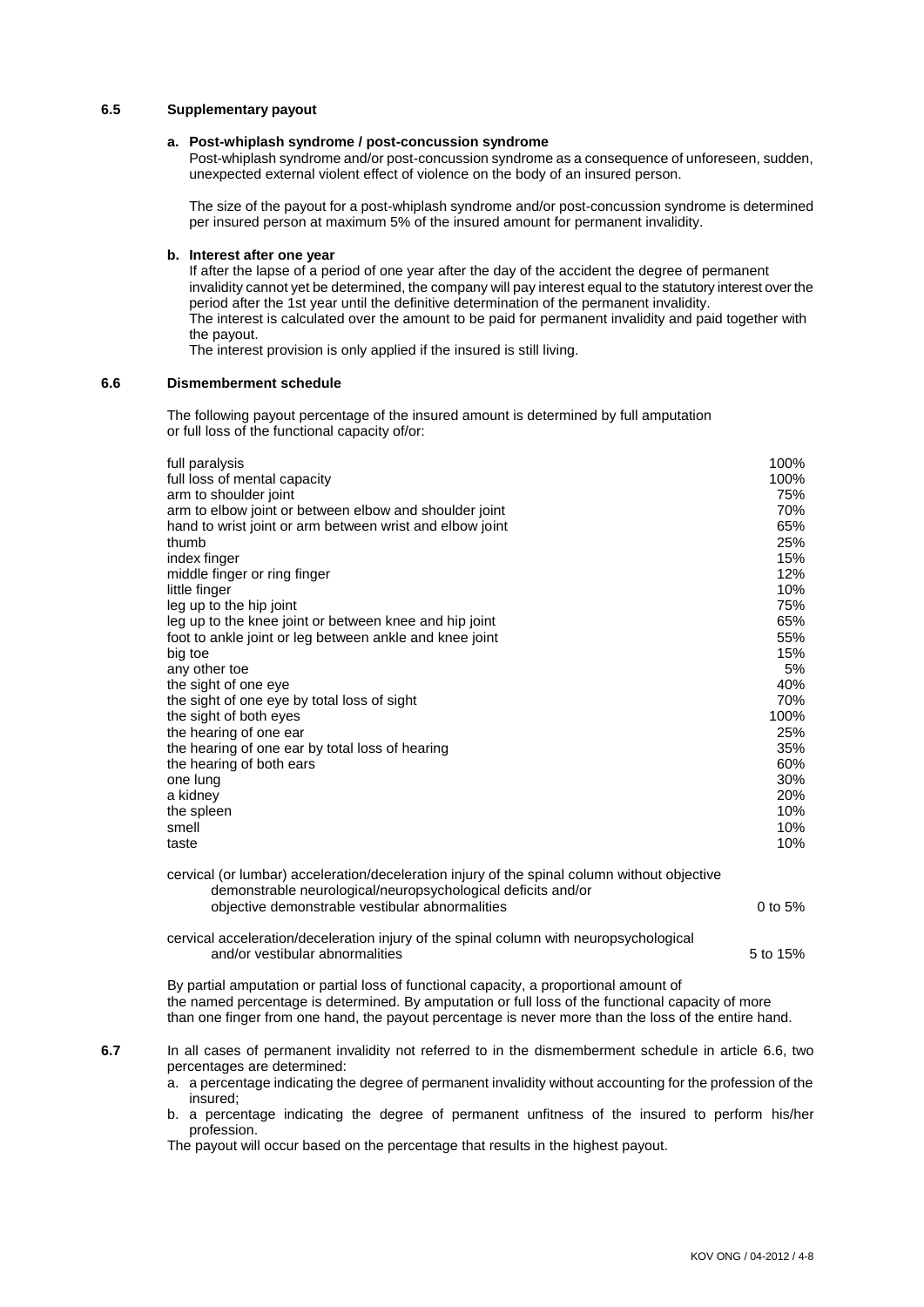### 6.5 Supplementary payout

**a. Post-whiplash syndrome / post-concussion syndrome**

Post-whiplash syndrome and/or post-concussion syndrome as a consequence of unforeseen, sudden, unexpected external violent effect of violence on the body of an insured person.

The size of the payout for a post-whiplash syndrome and/or post-concussion syndrome is determined per insured person at maximum 5% of the insured amount for permanent invalidity.

**b. Interest after one year**

If after the lapse of a period of one year after the day of the accident the degree of permanent invalidity cannot yet be determined, the company will pay interest equal to the statutory interest over the period after the 1st year until the definitive determination of the permanent invalidity.
The interest is calculated over the amount to be paid for permanent invalidity and paid together with the payout.
The interest provision is only applied if the insured is still living.

### 6.6 Dismemberment schedule

The following payout percentage of the insured amount is determined by full amputation or full loss of the functional capacity of/or:

| | |
|---|---|
| full paralysis | 100% |
| full loss of mental capacity | 100% |
| arm to shoulder joint | 75% |
| arm to elbow joint or between elbow and shoulder joint | 70% |
| hand to wrist joint or arm between wrist and elbow joint | 65% |
| thumb | 25% |
| index finger | 15% |
| middle finger or ring finger | 12% |
| little finger | 10% |
| leg up to the hip joint | 75% |
| leg up to the knee joint or between knee and hip joint | 65% |
| foot to ankle joint or leg between ankle and knee joint | 55% |
| big toe | 15% |
| any other toe | 5% |
| the sight of one eye | 40% |
| the sight of one eye by total loss of sight | 70% |
| the sight of both eyes | 100% |
| the hearing of one ear | 25% |
| the hearing of one ear by total loss of hearing | 35% |
| the hearing of both ears | 60% |
| one lung | 30% |
| a kidney | 20% |
| the spleen | 10% |
| smell | 10% |
| taste | 10% |
| cervical (or lumbar) acceleration/deceleration injury of the spinal column without objective demonstrable neurological/neuropsychological deficits and/or objective demonstrable vestibular abnormalities | 0 to 5% |
| cervical acceleration/deceleration injury of the spinal column with neuropsychological and/or vestibular abnormalities | 5 to 15% |

By partial amputation or partial loss of functional capacity, a proportional amount of the named percentage is determined. By amputation or full loss of the functional capacity of more than one finger from one hand, the payout percentage is never more than the loss of the entire hand.

### 6.7

In all cases of permanent invalidity not referred to in the dismemberment schedule in article 6.6, two percentages are determined:

a. a percentage indicating the degree of permanent invalidity without accounting for the profession of the insured;
b. a percentage indicating the degree of permanent unfitness of the insured to perform his/her profession.

The payout will occur based on the percentage that results in the highest payout.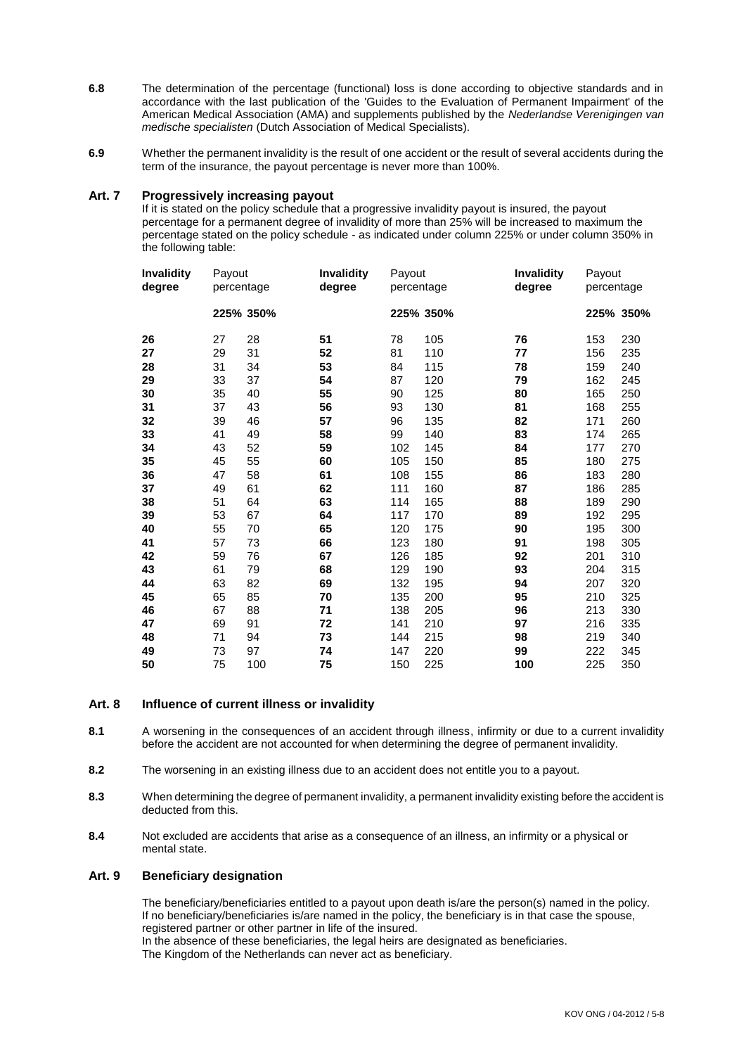**6.8** The determination of the percentage (functional) loss is done according to objective standards and in accordance with the last publication of the 'Guides to the Evaluation of Permanent Impairment' of the American Medical Association (AMA) and supplements published by the *Nederlandse Verenigingen van medische specialisten* (Dutch Association of Medical Specialists).

**6.9** Whether the permanent invalidity is the result of one accident or the result of several accidents during the term of the insurance, the payout percentage is never more than 100%.

## Art. 7 Progressively increasing payout

If it is stated on the policy schedule that a progressive invalidity payout is insured, the payout percentage for a permanent degree of invalidity of more than 25% will be increased to maximum the percentage stated on the policy schedule - as indicated under column 225% or under column 350% in the following table:

| Invalidity degree | Payout percentage | | Invalidity degree | Payout percentage | | Invalidity degree | Payout percentage | |
|---|---|---|---|---|---|---|---|---|
| | **225%** | **350%** | | **225%** | **350%** | | **225%** | **350%** |
| **26** | 27 | 28 | **51** | 78 | 105 | **76** | 153 | 230 |
| **27** | 29 | 31 | **52** | 81 | 110 | **77** | 156 | 235 |
| **28** | 31 | 34 | **53** | 84 | 115 | **78** | 159 | 240 |
| **29** | 33 | 37 | **54** | 87 | 120 | **79** | 162 | 245 |
| **30** | 35 | 40 | **55** | 90 | 125 | **80** | 165 | 250 |
| **31** | 37 | 43 | **56** | 93 | 130 | **81** | 168 | 255 |
| **32** | 39 | 46 | **57** | 96 | 135 | **82** | 171 | 260 |
| **33** | 41 | 49 | **58** | 99 | 140 | **83** | 174 | 265 |
| **34** | 43 | 52 | **59** | 102 | 145 | **84** | 177 | 270 |
| **35** | 45 | 55 | **60** | 105 | 150 | **85** | 180 | 275 |
| **36** | 47 | 58 | **61** | 108 | 155 | **86** | 183 | 280 |
| **37** | 49 | 61 | **62** | 111 | 160 | **87** | 186 | 285 |
| **38** | 51 | 64 | **63** | 114 | 165 | **88** | 189 | 290 |
| **39** | 53 | 67 | **64** | 117 | 170 | **89** | 192 | 295 |
| **40** | 55 | 70 | **65** | 120 | 175 | **90** | 195 | 300 |
| **41** | 57 | 73 | **66** | 123 | 180 | **91** | 198 | 305 |
| **42** | 59 | 76 | **67** | 126 | 185 | **92** | 201 | 310 |
| **43** | 61 | 79 | **68** | 129 | 190 | **93** | 204 | 315 |
| **44** | 63 | 82 | **69** | 132 | 195 | **94** | 207 | 320 |
| **45** | 65 | 85 | **70** | 135 | 200 | **95** | 210 | 325 |
| **46** | 67 | 88 | **71** | 138 | 205 | **96** | 213 | 330 |
| **47** | 69 | 91 | **72** | 141 | 210 | **97** | 216 | 335 |
| **48** | 71 | 94 | **73** | 144 | 215 | **98** | 219 | 340 |
| **49** | 73 | 97 | **74** | 147 | 220 | **99** | 222 | 345 |
| **50** | 75 | 100 | **75** | 150 | 225 | **100** | 225 | 350 |

## Art. 8 Influence of current illness or invalidity

**8.1** A worsening in the consequences of an accident through illness, infirmity or due to a current invalidity before the accident are not accounted for when determining the degree of permanent invalidity.

**8.2** The worsening in an existing illness due to an accident does not entitle you to a payout.

**8.3** When determining the degree of permanent invalidity, a permanent invalidity existing before the accident is deducted from this.

**8.4** Not excluded are accidents that arise as a consequence of an illness, an infirmity or a physical or mental state.

## Art. 9 Beneficiary designation

The beneficiary/beneficiaries entitled to a payout upon death is/are the person(s) named in the policy. If no beneficiary/beneficiaries is/are named in the policy, the beneficiary is in that case the spouse, registered partner or other partner in life of the insured.
In the absence of these beneficiaries, the legal heirs are designated as beneficiaries.
The Kingdom of the Netherlands can never act as beneficiary.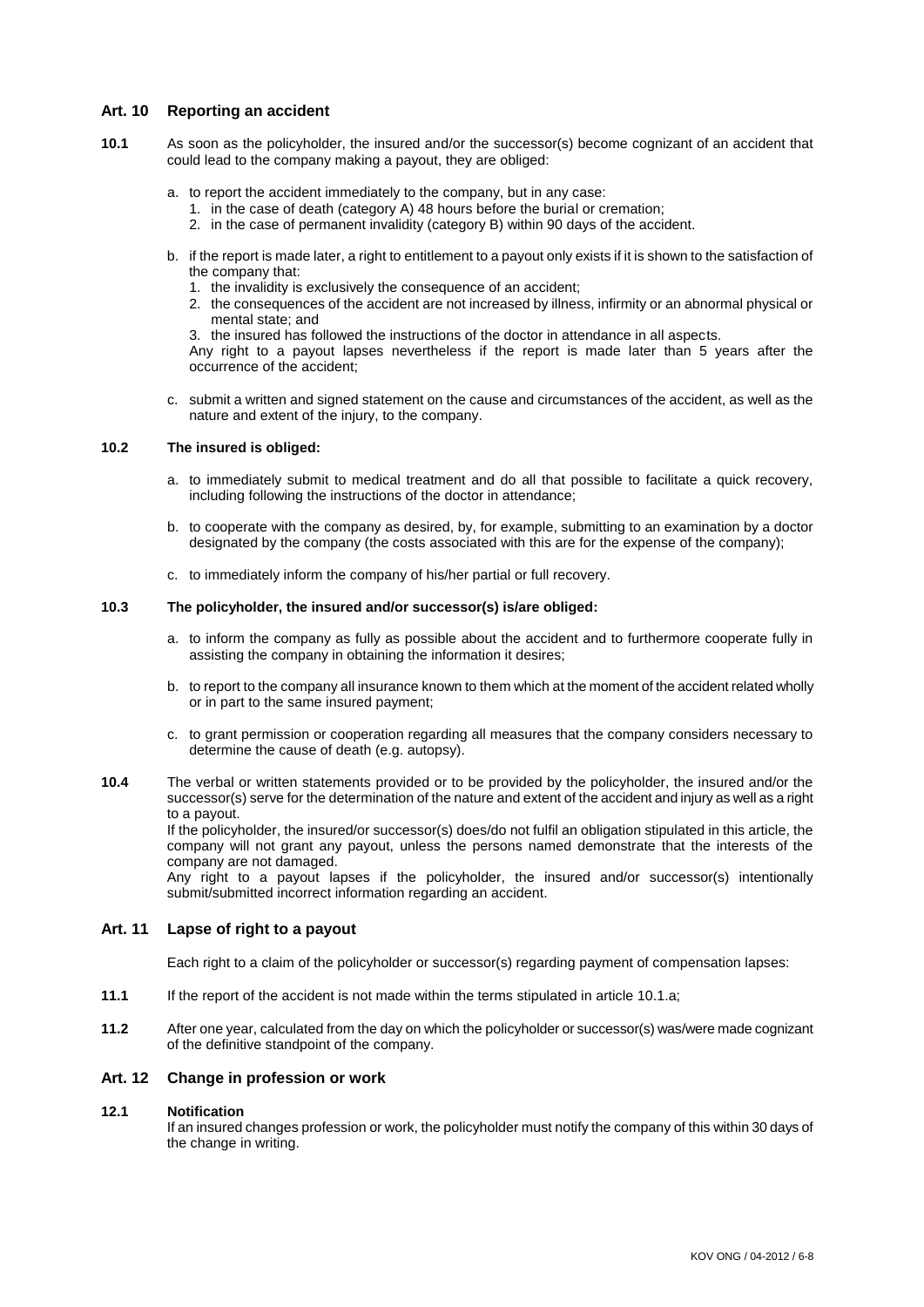## Art. 10 Reporting an accident

**10.1** As soon as the policyholder, the insured and/or the successor(s) become cognizant of an accident that could lead to the company making a payout, they are obliged:

a. to report the accident immediately to the company, but in any case:
   1. in the case of death (category A) 48 hours before the burial or cremation;
   2. in the case of permanent invalidity (category B) within 90 days of the accident.

b. if the report is made later, a right to entitlement to a payout only exists if it is shown to the satisfaction of the company that:
   1. the invalidity is exclusively the consequence of an accident;
   2. the consequences of the accident are not increased by illness, infirmity or an abnormal physical or mental state; and
   3. the insured has followed the instructions of the doctor in attendance in all aspects.

   Any right to a payout lapses nevertheless if the report is made later than 5 years after the occurrence of the accident;

c. submit a written and signed statement on the cause and circumstances of the accident, as well as the nature and extent of the injury, to the company.

**10.2** **The insured is obliged:**

a. to immediately submit to medical treatment and do all that possible to facilitate a quick recovery, including following the instructions of the doctor in attendance;

b. to cooperate with the company as desired, by, for example, submitting to an examination by a doctor designated by the company (the costs associated with this are for the expense of the company);

c. to immediately inform the company of his/her partial or full recovery.

**10.3** **The policyholder, the insured and/or successor(s) is/are obliged:**

a. to inform the company as fully as possible about the accident and to furthermore cooperate fully in assisting the company in obtaining the information it desires;

b. to report to the company all insurance known to them which at the moment of the accident related wholly or in part to the same insured payment;

c. to grant permission or cooperation regarding all measures that the company considers necessary to determine the cause of death (e.g. autopsy).

**10.4** The verbal or written statements provided or to be provided by the policyholder, the insured and/or the successor(s) serve for the determination of the nature and extent of the accident and injury as well as a right to a payout.

If the policyholder, the insured/or successor(s) does/do not fulfil an obligation stipulated in this article, the company will not grant any payout, unless the persons named demonstrate that the interests of the company are not damaged.

Any right to a payout lapses if the policyholder, the insured and/or successor(s) intentionally submit/submitted incorrect information regarding an accident.

## Art. 11 Lapse of right to a payout

Each right to a claim of the policyholder or successor(s) regarding payment of compensation lapses:

**11.1** If the report of the accident is not made within the terms stipulated in article 10.1.a;

**11.2** After one year, calculated from the day on which the policyholder or successor(s) was/were made cognizant of the definitive standpoint of the company.

## Art. 12 Change in profession or work

**12.1** **Notification**

If an insured changes profession or work, the policyholder must notify the company of this within 30 days of the change in writing.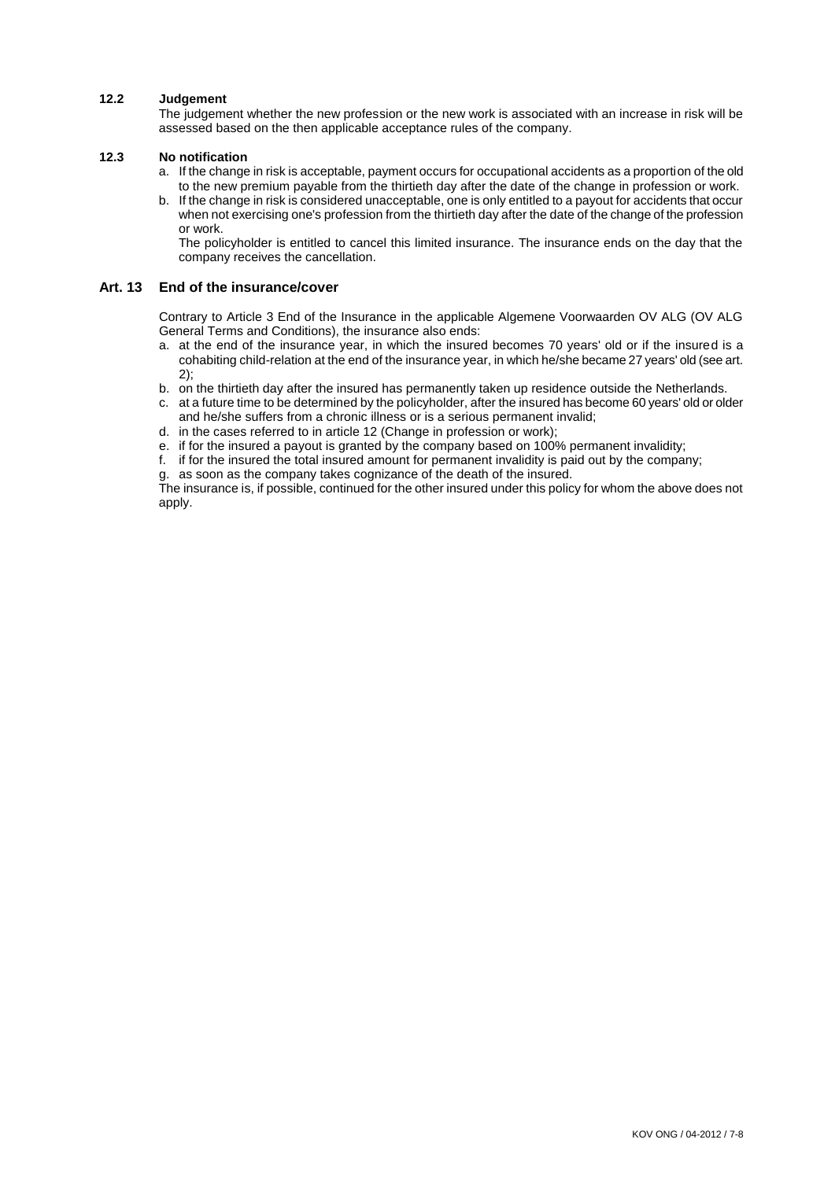### 12.2 Judgement

The judgement whether the new profession or the new work is associated with an increase in risk will be assessed based on the then applicable acceptance rules of the company.

### 12.3 No notification

a. If the change in risk is acceptable, payment occurs for occupational accidents as a proportion of the old to the new premium payable from the thirtieth day after the date of the change in profession or work.
b. If the change in risk is considered unacceptable, one is only entitled to a payout for accidents that occur when not exercising one's profession from the thirtieth day after the date of the change of the profession or work.

   The policyholder is entitled to cancel this limited insurance. The insurance ends on the day that the company receives the cancellation.

## Art. 13 End of the insurance/cover

Contrary to Article 3 End of the Insurance in the applicable Algemene Voorwaarden OV ALG (OV ALG General Terms and Conditions), the insurance also ends:

a. at the end of the insurance year, in which the insured becomes 70 years' old or if the insured is a cohabiting child-relation at the end of the insurance year, in which he/she became 27 years' old (see art. 2);
b. on the thirtieth day after the insured has permanently taken up residence outside the Netherlands.
c. at a future time to be determined by the policyholder, after the insured has become 60 years' old or older and he/she suffers from a chronic illness or is a serious permanent invalid;
d. in the cases referred to in article 12 (Change in profession or work);
e. if for the insured a payout is granted by the company based on 100% permanent invalidity;
f. if for the insured the total insured amount for permanent invalidity is paid out by the company;
g. as soon as the company takes cognizance of the death of the insured.

The insurance is, if possible, continued for the other insured under this policy for whom the above does not apply.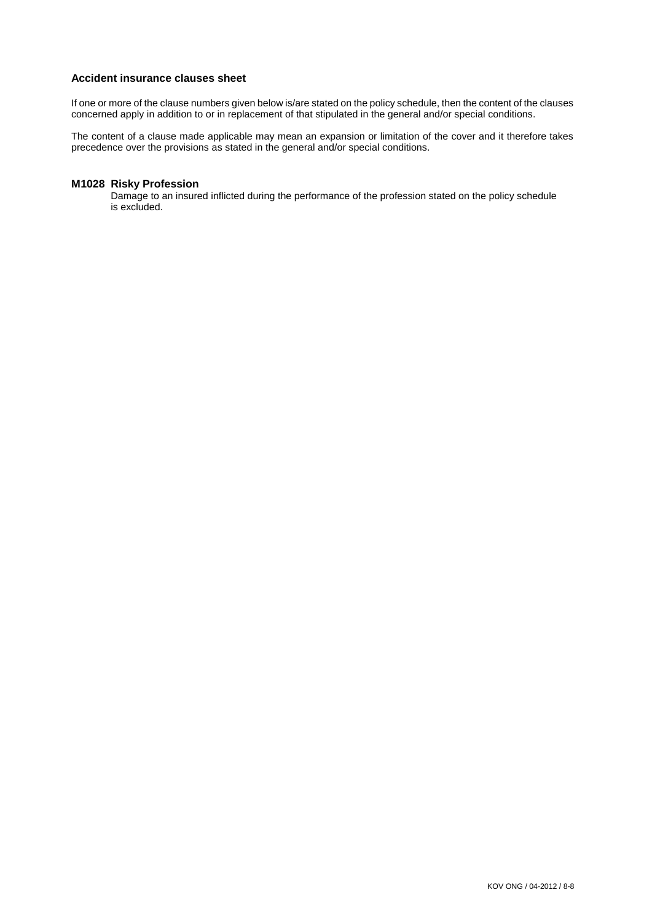### Accident insurance clauses sheet

If one or more of the clause numbers given below is/are stated on the policy schedule, then the content of the clauses concerned apply in addition to or in replacement of that stipulated in the general and/or special conditions.

The content of a clause made applicable may mean an expansion or limitation of the cover and it therefore takes precedence over the provisions as stated in the general and/or special conditions.

**M1028 Risky Profession**

Damage to an insured inflicted during the performance of the profession stated on the policy schedule is excluded.